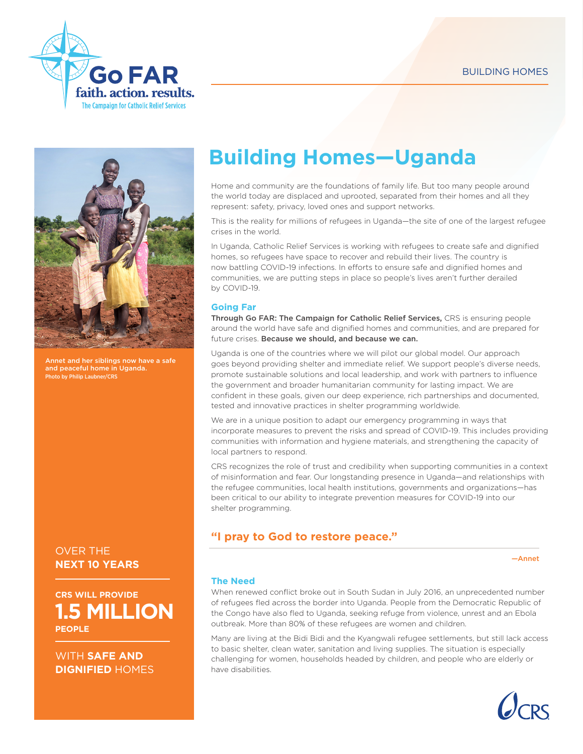Go FAR
faith. action. results.
The Campaign for Catholic Relief Services

BUILDING HOMES

# Building Homes—Uganda

Home and community are the foundations of family life. But too many people around the world today are displaced and uprooted, separated from their homes and all they represent: safety, privacy, loved ones and support networks.

This is the reality for millions of refugees in Uganda—the site of one of the largest refugee crises in the world.

In Uganda, Catholic Relief Services is working with refugees to create safe and dignified homes, so refugees have space to recover and rebuild their lives. The country is now battling COVID-19 infections. In efforts to ensure safe and dignified homes and communities, we are putting steps in place so people's lives aren't further derailed by COVID-19.

## Going Far

**Through Go FAR: The Campaign for Catholic Relief Services,** CRS is ensuring people around the world have safe and dignified homes and communities, and are prepared for future crises. **Because we should, and because we can.**

Uganda is one of the countries where we will pilot our global model. Our approach goes beyond providing shelter and immediate relief. We support people's diverse needs, promote sustainable solutions and local leadership, and work with partners to influence the government and broader humanitarian community for lasting impact. We are confident in these goals, given our deep experience, rich partnerships and documented, tested and innovative practices in shelter programming worldwide.

We are in a unique position to adapt our emergency programming in ways that incorporate measures to prevent the risks and spread of COVID-19. This includes providing communities with information and hygiene materials, and strengthening the capacity of local partners to respond.

CRS recognizes the role of trust and credibility when supporting communities in a context of misinformation and fear. Our longstanding presence in Uganda—and relationships with the refugee communities, local health institutions, governments and organizations—has been critical to our ability to integrate prevention measures for COVID-19 into our shelter programming.

**"I pray to God to restore peace."**

—Annet

## The Need

When renewed conflict broke out in South Sudan in July 2016, an unprecedented number of refugees fled across the border into Uganda. People from the Democratic Republic of the Congo have also fled to Uganda, seeking refuge from violence, unrest and an Ebola outbreak. More than 80% of these refugees are women and children.

Many are living at the Bidi Bidi and the Kyangwali refugee settlements, but still lack access to basic shelter, clean water, sanitation and living supplies. The situation is especially challenging for women, households headed by children, and people who are elderly or have disabilities.

**Annet and her siblings now have a safe and peaceful home in Uganda.**
Photo by Philip Laubner/CRS

OVER THE **NEXT 10 YEARS**

**CRS WILL PROVIDE 1.5 MILLION PEOPLE**

WITH **SAFE AND DIGNIFIED** HOMES

CRS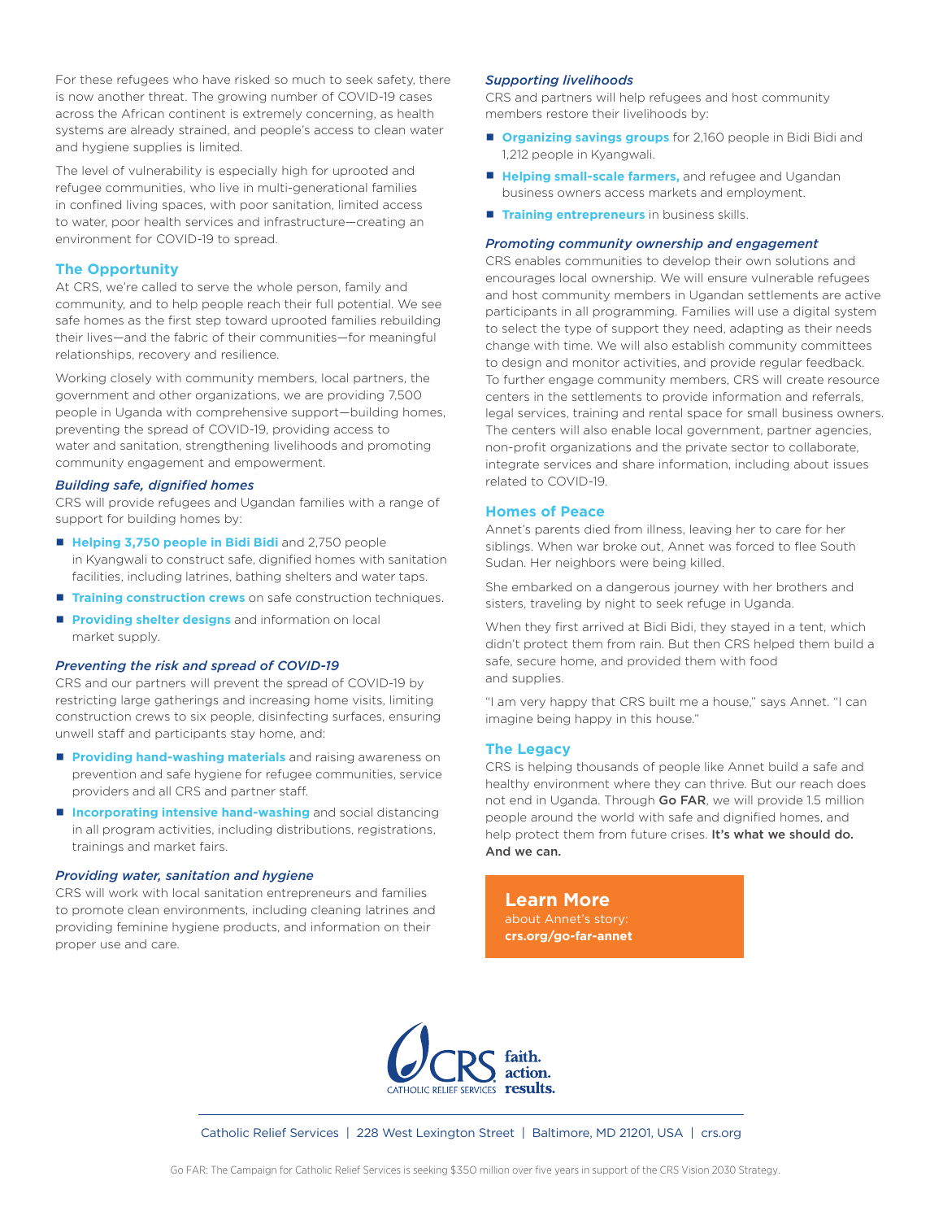For these refugees who have risked so much to seek safety, there is now another threat. The growing number of COVID-19 cases across the African continent is extremely concerning, as health systems are already strained, and people's access to clean water and hygiene supplies is limited.

The level of vulnerability is especially high for uprooted and refugee communities, who live in multi-generational families in confined living spaces, with poor sanitation, limited access to water, poor health services and infrastructure—creating an environment for COVID-19 to spread.

## The Opportunity

At CRS, we're called to serve the whole person, family and community, and to help people reach their full potential. We see safe homes as the first step toward uprooted families rebuilding their lives—and the fabric of their communities—for meaningful relationships, recovery and resilience.

Working closely with community members, local partners, the government and other organizations, we are providing 7,500 people in Uganda with comprehensive support—building homes, preventing the spread of COVID-19, providing access to water and sanitation, strengthening livelihoods and promoting community engagement and empowerment.

### *Building safe, dignified homes*

CRS will provide refugees and Ugandan families with a range of support for building homes by:

- **Helping 3,750 people in Bidi Bidi** and 2,750 people in Kyangwali to construct safe, dignified homes with sanitation facilities, including latrines, bathing shelters and water taps.
- **Training construction crews** on safe construction techniques.
- **Providing shelter designs** and information on local market supply.

### *Preventing the risk and spread of COVID-19*

CRS and our partners will prevent the spread of COVID-19 by restricting large gatherings and increasing home visits, limiting construction crews to six people, disinfecting surfaces, ensuring unwell staff and participants stay home, and:

- **Providing hand-washing materials** and raising awareness on prevention and safe hygiene for refugee communities, service providers and all CRS and partner staff.
- **Incorporating intensive hand-washing** and social distancing in all program activities, including distributions, registrations, trainings and market fairs.

### *Providing water, sanitation and hygiene*

CRS will work with local sanitation entrepreneurs and families to promote clean environments, including cleaning latrines and providing feminine hygiene products, and information on their proper use and care.

### *Supporting livelihoods*

CRS and partners will help refugees and host community members restore their livelihoods by:

- **Organizing savings groups** for 2,160 people in Bidi Bidi and 1,212 people in Kyangwali.
- **Helping small-scale farmers,** and refugee and Ugandan business owners access markets and employment.
- **Training entrepreneurs** in business skills.

### *Promoting community ownership and engagement*

CRS enables communities to develop their own solutions and encourages local ownership. We will ensure vulnerable refugees and host community members in Ugandan settlements are active participants in all programming. Families will use a digital system to select the type of support they need, adapting as their needs change with time. We will also establish community committees to design and monitor activities, and provide regular feedback. To further engage community members, CRS will create resource centers in the settlements to provide information and referrals, legal services, training and rental space for small business owners. The centers will also enable local government, partner agencies, non-profit organizations and the private sector to collaborate, integrate services and share information, including about issues related to COVID-19.

## Homes of Peace

Annet's parents died from illness, leaving her to care for her siblings. When war broke out, Annet was forced to flee South Sudan. Her neighbors were being killed.

She embarked on a dangerous journey with her brothers and sisters, traveling by night to seek refuge in Uganda.

When they first arrived at Bidi Bidi, they stayed in a tent, which didn't protect them from rain. But then CRS helped them build a safe, secure home, and provided them with food and supplies.

"I am very happy that CRS built me a house," says Annet. "I can imagine being happy in this house."

## The Legacy

CRS is helping thousands of people like Annet build a safe and healthy environment where they can thrive. But our reach does not end in Uganda. Through Go FAR, we will provide 1.5 million people around the world with safe and dignified homes, and help protect them from future crises. **It's what we should do. And we can.**

**Learn More**
about Annet's story:
**crs.org/go-far-annet**

CRS Catholic Relief Services — faith. action. results.

Catholic Relief Services | 228 West Lexington Street | Baltimore, MD 21201, USA | crs.org

Go FAR: The Campaign for Catholic Relief Services is seeking $350 million over five years in support of the CRS Vision 2030 Strategy.